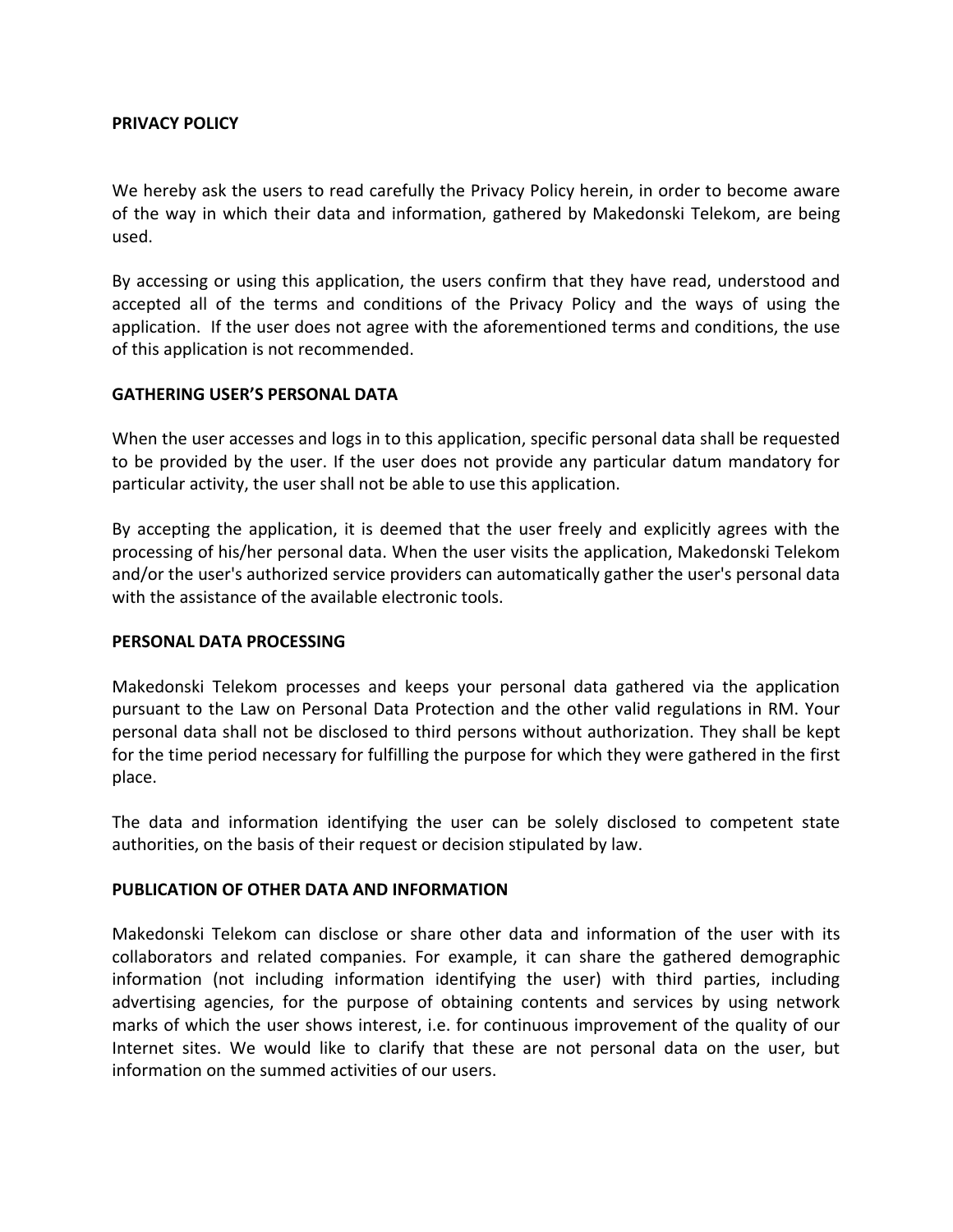# PRIVACY POLICY

We hereby ask the users to read carefully the Privacy Policy herein, in order to become aware of the way in which their data and information, gathered by Makedonski Telekom, are being used.

By accessing or using this application, the users confirm that they have read, understood and accepted all of the terms and conditions of the Privacy Policy and the ways of using the application. If the user does not agree with the aforementioned terms and conditions, the use of this application is not recommended.

## GATHERING USER'S PERSONAL DATA

When the user accesses and logs in to this application, specific personal data shall be requested to be provided by the user. If the user does not provide any particular datum mandatory for particular activity, the user shall not be able to use this application.

By accepting the application, it is deemed that the user freely and explicitly agrees with the processing of his/her personal data. When the user visits the application, Makedonski Telekom and/or the user's authorized service providers can automatically gather the user's personal data with the assistance of the available electronic tools.

## PERSONAL DATA PROCESSING

Makedonski Telekom processes and keeps your personal data gathered via the application pursuant to the Law on Personal Data Protection and the other valid regulations in RM. Your personal data shall not be disclosed to third persons without authorization. They shall be kept for the time period necessary for fulfilling the purpose for which they were gathered in the first place.

The data and information identifying the user can be solely disclosed to competent state authorities, on the basis of their request or decision stipulated by law.

## PUBLICATION OF OTHER DATA AND INFORMATION

Makedonski Telekom can disclose or share other data and information of the user with its collaborators and related companies. For example, it can share the gathered demographic information (not including information identifying the user) with third parties, including advertising agencies, for the purpose of obtaining contents and services by using network marks of which the user shows interest, i.e. for continuous improvement of the quality of our Internet sites. We would like to clarify that these are not personal data on the user, but information on the summed activities of our users.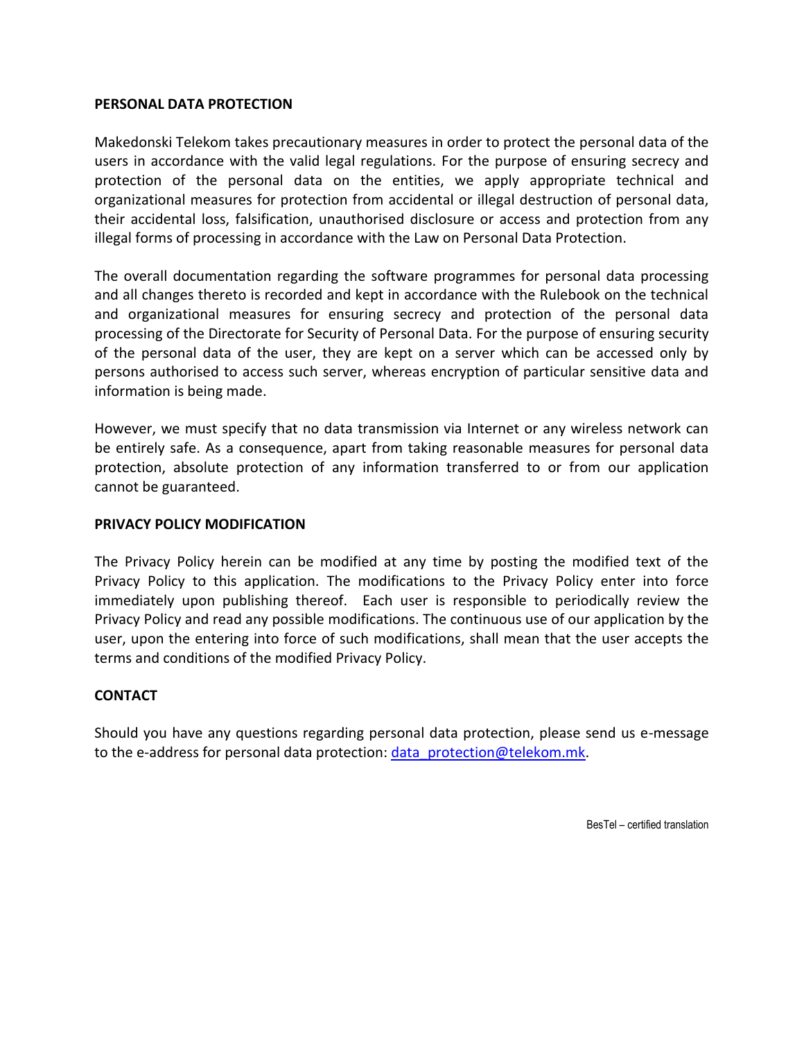## PERSONAL DATA PROTECTION

Makedonski Telekom takes precautionary measures in order to protect the personal data of the users in accordance with the valid legal regulations. For the purpose of ensuring secrecy and protection of the personal data on the entities, we apply appropriate technical and organizational measures for protection from accidental or illegal destruction of personal data, their accidental loss, falsification, unauthorised disclosure or access and protection from any illegal forms of processing in accordance with the Law on Personal Data Protection.

The overall documentation regarding the software programmes for personal data processing and all changes thereto is recorded and kept in accordance with the Rulebook on the technical and organizational measures for ensuring secrecy and protection of the personal data processing of the Directorate for Security of Personal Data. For the purpose of ensuring security of the personal data of the user, they are kept on a server which can be accessed only by persons authorised to access such server, whereas encryption of particular sensitive data and information is being made.

However, we must specify that no data transmission via Internet or any wireless network can be entirely safe. As a consequence, apart from taking reasonable measures for personal data protection, absolute protection of any information transferred to or from our application cannot be guaranteed.

## PRIVACY POLICY MODIFICATION

The Privacy Policy herein can be modified at any time by posting the modified text of the Privacy Policy to this application. The modifications to the Privacy Policy enter into force immediately upon publishing thereof. Each user is responsible to periodically review the Privacy Policy and read any possible modifications. The continuous use of our application by the user, upon the entering into force of such modifications, shall mean that the user accepts the terms and conditions of the modified Privacy Policy.

## CONTACT

Should you have any questions regarding personal data protection, please send us e-message to the e-address for personal data protection: data_protection@telekom.mk.

BesTel – certified translation